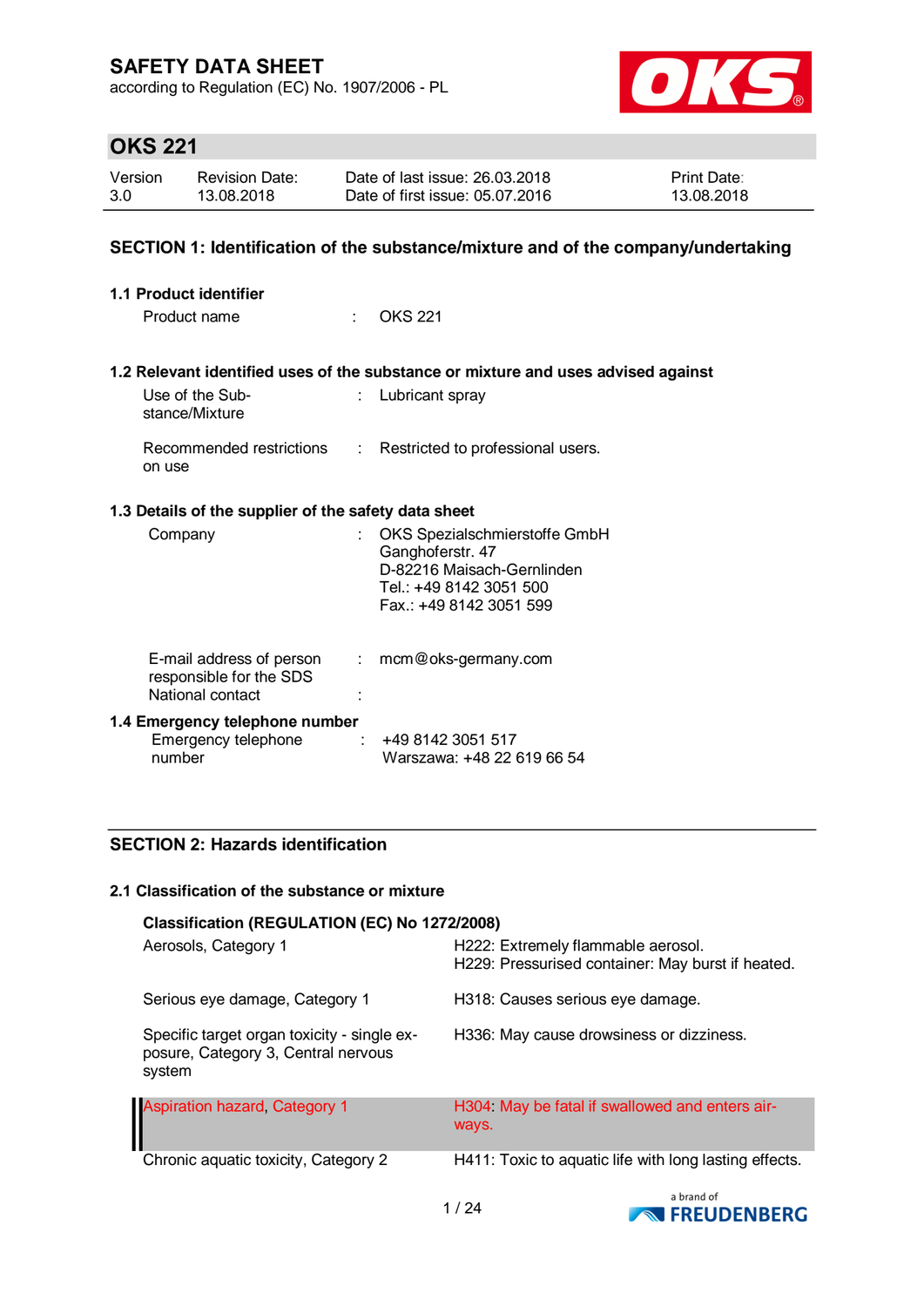# SAFETY DATA SHEET

according to Regulation (EC) No. 1907/2006 - PL

## OKS 221

| Version | Revision Date: | Date of last issue: 26.03.2018 | Print Date: |
|---|---|---|---|
| 3.0 | 13.08.2018 | Date of first issue: 05.07.2016 | 13.08.2018 |

## SECTION 1: Identification of the substance/mixture and of the company/undertaking

### 1.1 Product identifier

Product name : OKS 221

### 1.2 Relevant identified uses of the substance or mixture and uses advised against

Use of the Substance/Mixture : Lubricant spray

Recommended restrictions on use : Restricted to professional users.

### 1.3 Details of the supplier of the safety data sheet

Company : OKS Spezialschmierstoffe GmbH
Ganghoferstr. 47
D-82216 Maisach-Gernlinden
Tel.: +49 8142 3051 500
Fax.: +49 8142 3051 599

E-mail address of person responsible for the SDS : mcm@oks-germany.com

National contact :

### 1.4 Emergency telephone number

Emergency telephone number : +49 8142 3051 517
Warszawa: +48 22 619 66 54

## SECTION 2: Hazards identification

### 2.1 Classification of the substance or mixture

**Classification (REGULATION (EC) No 1272/2008)**

| Classification | Hazard statement |
|---|---|
| Aerosols, Category 1 | H222: Extremely flammable aerosol.<br>H229: Pressurised container: May burst if heated. |
| Serious eye damage, Category 1 | H318: Causes serious eye damage. |
| Specific target organ toxicity - single exposure, Category 3, Central nervous system | H336: May cause drowsiness or dizziness. |
| Aspiration hazard, Category 1 | H304: May be fatal if swallowed and enters airways. |
| Chronic aquatic toxicity, Category 2 | H411: Toxic to aquatic life with long lasting effects. |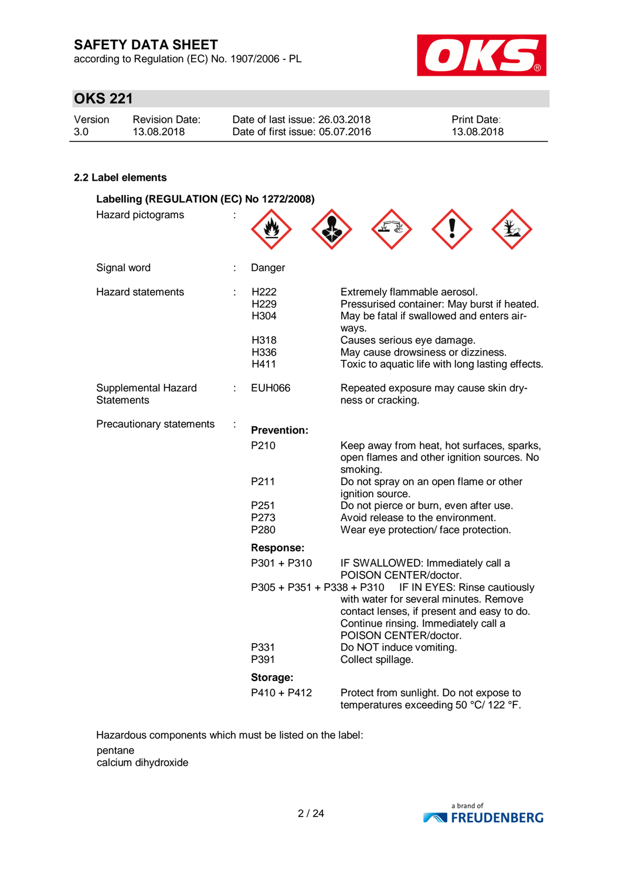# SAFETY DATA SHEET

according to Regulation (EC) No. 1907/2006 - PL

## OKS 221

| Version | Revision Date: | Date of last issue: 26.03.2018 | Print Date: |
|---|---|---|---|
| 3.0 | 13.08.2018 | Date of first issue: 05.07.2016 | 13.08.2018 |

### 2.2 Label elements

**Labelling (REGULATION (EC) No 1272/2008)**

Hazard pictograms :

Signal word : Danger

Hazard statements :

| | |
|---|---|
| H222 | Extremely flammable aerosol. |
| H229 | Pressurised container: May burst if heated. |
| H304 | May be fatal if swallowed and enters airways. |
| H318 | Causes serious eye damage. |
| H336 | May cause drowsiness or dizziness. |
| H411 | Toxic to aquatic life with long lasting effects. |

Supplemental Hazard Statements :

| | |
|---|---|
| EUH066 | Repeated exposure may cause skin dryness or cracking. |

Precautionary statements :

**Prevention:**

| | |
|---|---|
| P210 | Keep away from heat, hot surfaces, sparks, open flames and other ignition sources. No smoking. |
| P211 | Do not spray on an open flame or other ignition source. |
| P251 | Do not pierce or burn, even after use. |
| P273 | Avoid release to the environment. |
| P280 | Wear eye protection/ face protection. |

**Response:**

| | |
|---|---|
| P301 + P310 | IF SWALLOWED: Immediately call a POISON CENTER/doctor. |
| P305 + P351 + P338 + P310 | IF IN EYES: Rinse cautiously with water for several minutes. Remove contact lenses, if present and easy to do. Continue rinsing. Immediately call a POISON CENTER/doctor. |
| P331 | Do NOT induce vomiting. |
| P391 | Collect spillage. |

**Storage:**

| | |
|---|---|
| P410 + P412 | Protect from sunlight. Do not expose to temperatures exceeding 50 °C/ 122 °F. |

Hazardous components which must be listed on the label:

pentane
calcium dihydroxide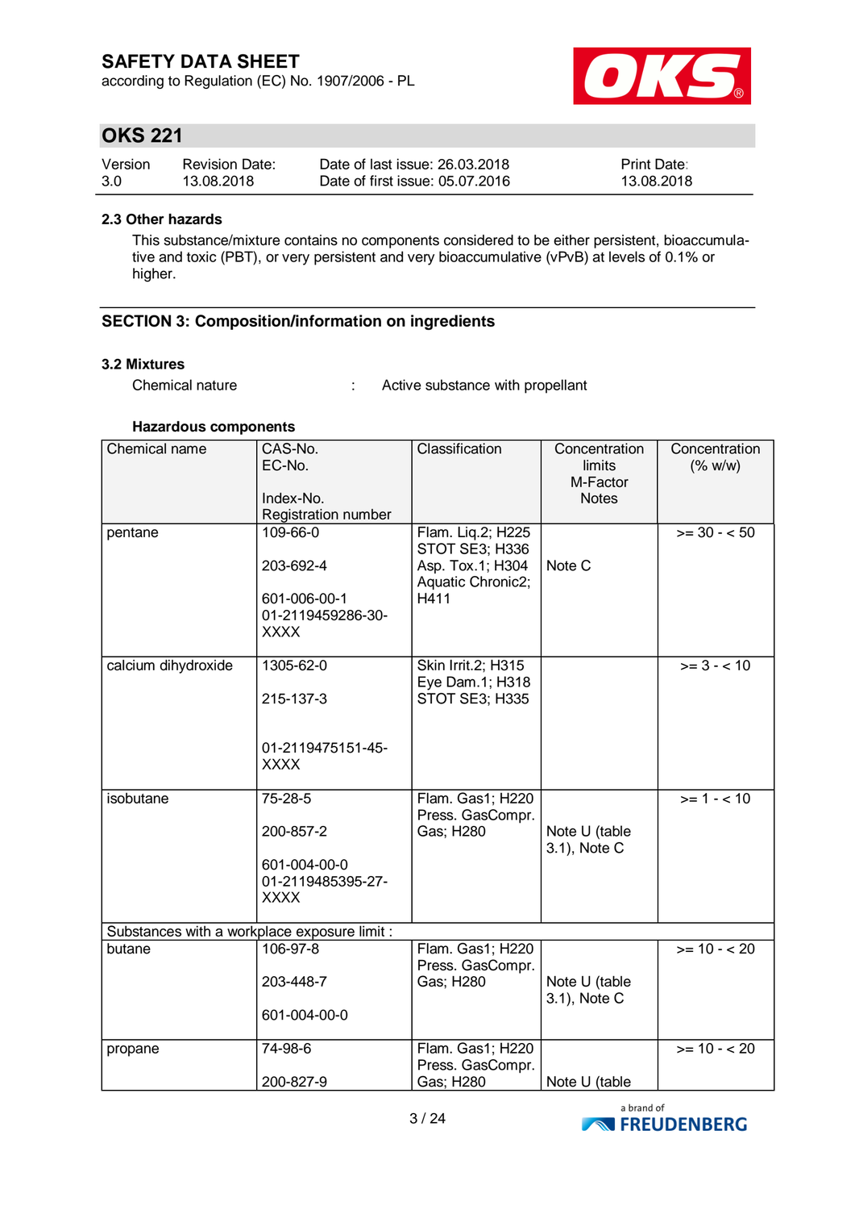### 2.3 Other hazards

This substance/mixture contains no components considered to be either persistent, bioaccumulative and toxic (PBT), or very persistent and very bioaccumulative (vPvB) at levels of 0.1% or higher.

## SECTION 3: Composition/information on ingredients

### 3.2 Mixtures

Chemical nature : Active substance with propellant

**Hazardous components**

| Chemical name | CAS-No.<br>EC-No.<br><br>Index-No.<br>Registration number | Classification | Concentration limits<br>M-Factor<br>Notes | Concentration (% w/w) |
|---|---|---|---|---|
| pentane | 109-66-0<br><br>203-692-4<br><br>601-006-00-1<br>01-2119459286-30-XXXX | Flam. Liq.2; H225<br>STOT SE3; H336<br>Asp. Tox.1; H304<br>Aquatic Chronic2; H411 | Note C | >= 30 - < 50 |
| calcium dihydroxide | 1305-62-0<br><br>215-137-3<br><br><br>01-2119475151-45-XXXX | Skin Irrit.2; H315<br>Eye Dam.1; H318<br>STOT SE3; H335 | | >= 3 - < 10 |
| isobutane | 75-28-5<br><br>200-857-2<br><br>601-004-00-0<br>01-2119485395-27-XXXX | Flam. Gas1; H220<br>Press. GasCompr. Gas; H280 | Note U (table 3.1), Note C | >= 1 - < 10 |
| Substances with a workplace exposure limit : | | | | |
| butane | 106-97-8<br><br>203-448-7<br><br>601-004-00-0 | Flam. Gas1; H220<br>Press. GasCompr. Gas; H280 | Note U (table 3.1), Note C | >= 10 - < 20 |
| propane | 74-98-6<br><br>200-827-9 | Flam. Gas1; H220<br>Press. GasCompr. Gas; H280 | Note U (table | >= 10 - < 20 |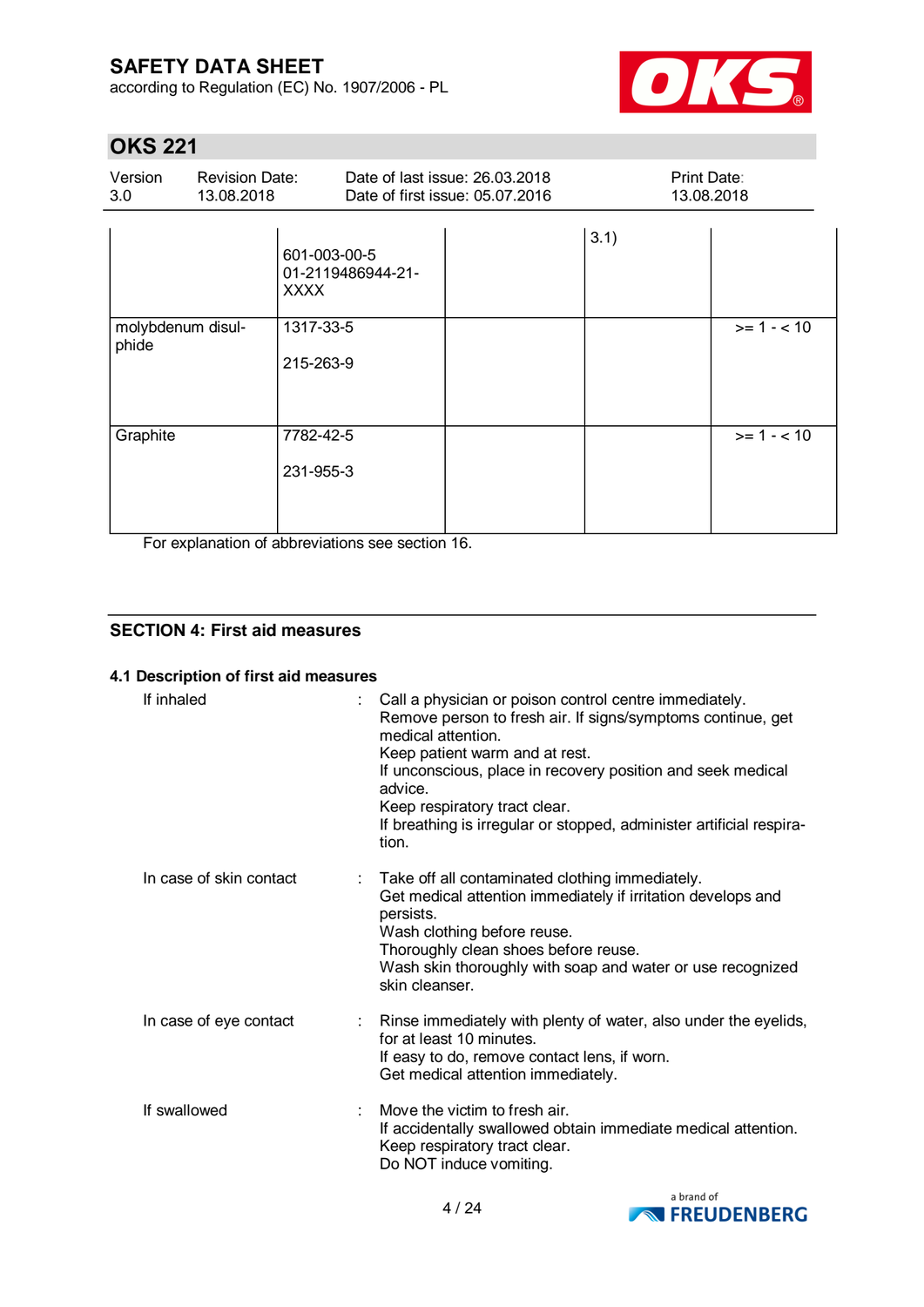| | | | | |
|---|---|---|---|---|
| | 601-003-00-5<br>01-2119486944-21-XXXX | | 3.1) | |
| molybdenum disulphide | 1317-33-5<br><br>215-263-9 | | | >= 1 - < 10 |
| Graphite | 7782-42-5<br><br>231-955-3 | | | >= 1 - < 10 |

For explanation of abbreviations see section 16.

## SECTION 4: First aid measures

### 4.1 Description of first aid measures

If inhaled : Call a physician or poison control centre immediately.
Remove person to fresh air. If signs/symptoms continue, get medical attention.
Keep patient warm and at rest.
If unconscious, place in recovery position and seek medical advice.
Keep respiratory tract clear.
If breathing is irregular or stopped, administer artificial respiration.

In case of skin contact : Take off all contaminated clothing immediately.
Get medical attention immediately if irritation develops and persists.
Wash clothing before reuse.
Thoroughly clean shoes before reuse.
Wash skin thoroughly with soap and water or use recognized skin cleanser.

In case of eye contact : Rinse immediately with plenty of water, also under the eyelids, for at least 10 minutes.
If easy to do, remove contact lens, if worn.
Get medical attention immediately.

If swallowed : Move the victim to fresh air.
If accidentally swallowed obtain immediate medical attention.
Keep respiratory tract clear.
Do NOT induce vomiting.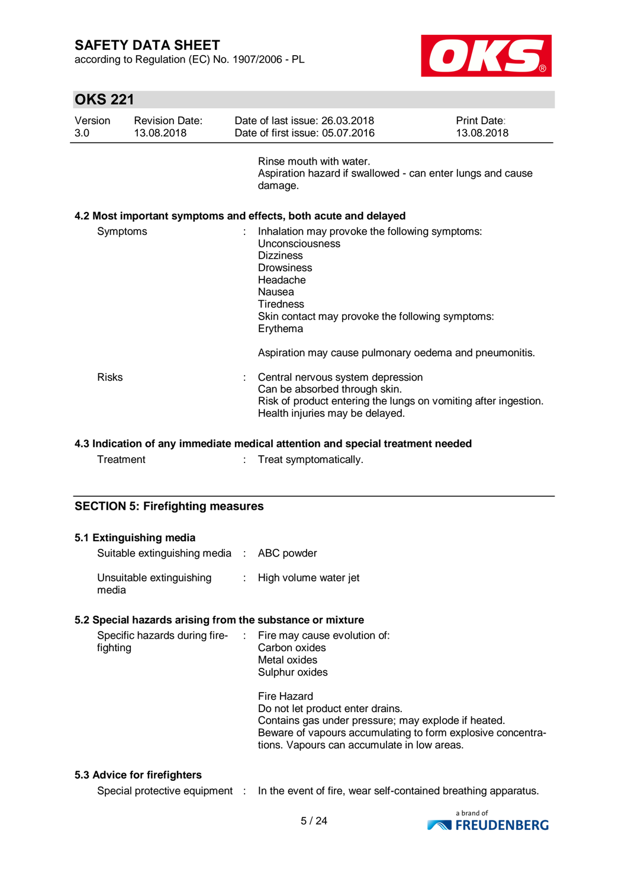Rinse mouth with water.
Aspiration hazard if swallowed - can enter lungs and cause damage.

### 4.2 Most important symptoms and effects, both acute and delayed

Symptoms : Inhalation may provoke the following symptoms:
Unconsciousness
Dizziness
Drowsiness
Headache
Nausea
Tiredness
Skin contact may provoke the following symptoms:
Erythema

Aspiration may cause pulmonary oedema and pneumonitis.

Risks : Central nervous system depression
Can be absorbed through skin.
Risk of product entering the lungs on vomiting after ingestion.
Health injuries may be delayed.

### 4.3 Indication of any immediate medical attention and special treatment needed

Treatment : Treat symptomatically.

## SECTION 5: Firefighting measures

### 5.1 Extinguishing media

Suitable extinguishing media : ABC powder

Unsuitable extinguishing media : High volume water jet

### 5.2 Special hazards arising from the substance or mixture

Specific hazards during fire-fighting : Fire may cause evolution of:
Carbon oxides
Metal oxides
Sulphur oxides

Fire Hazard
Do not let product enter drains.
Contains gas under pressure; may explode if heated.
Beware of vapours accumulating to form explosive concentrations. Vapours can accumulate in low areas.

### 5.3 Advice for firefighters

Special protective equipment : In the event of fire, wear self-contained breathing apparatus.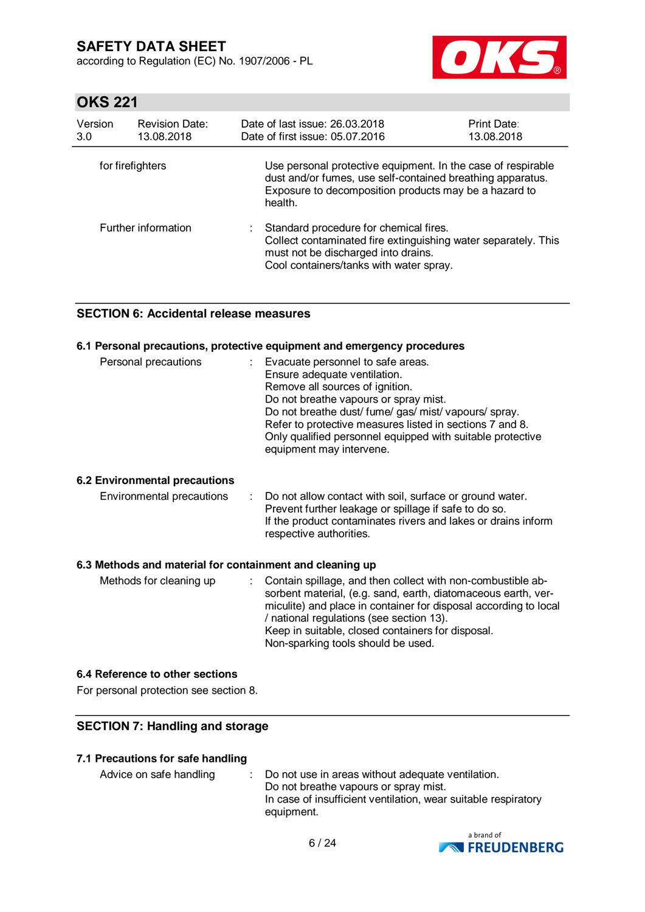| | | |
|---|---|---|
| for firefighters | | Use personal protective equipment. In the case of respirable dust and/or fumes, use self-contained breathing apparatus. Exposure to decomposition products may be a hazard to health. |
| Further information | : | Standard procedure for chemical fires.<br>Collect contaminated fire extinguishing water separately. This must not be discharged into drains.<br>Cool containers/tanks with water spray. |

## SECTION 6: Accidental release measures

### 6.1 Personal precautions, protective equipment and emergency procedures

| | | |
|---|---|---|
| Personal precautions | : | Evacuate personnel to safe areas.<br>Ensure adequate ventilation.<br>Remove all sources of ignition.<br>Do not breathe vapours or spray mist.<br>Do not breathe dust/ fume/ gas/ mist/ vapours/ spray.<br>Refer to protective measures listed in sections 7 and 8.<br>Only qualified personnel equipped with suitable protective equipment may intervene. |

### 6.2 Environmental precautions

| | | |
|---|---|---|
| Environmental precautions | : | Do not allow contact with soil, surface or ground water.<br>Prevent further leakage or spillage if safe to do so.<br>If the product contaminates rivers and lakes or drains inform respective authorities. |

### 6.3 Methods and material for containment and cleaning up

| | | |
|---|---|---|
| Methods for cleaning up | : | Contain spillage, and then collect with non-combustible absorbent material, (e.g. sand, earth, diatomaceous earth, vermiculite) and place in container for disposal according to local / national regulations (see section 13).<br>Keep in suitable, closed containers for disposal.<br>Non-sparking tools should be used. |

### 6.4 Reference to other sections

For personal protection see section 8.

## SECTION 7: Handling and storage

### 7.1 Precautions for safe handling

| | | |
|---|---|---|
| Advice on safe handling | : | Do not use in areas without adequate ventilation.<br>Do not breathe vapours or spray mist.<br>In case of insufficient ventilation, wear suitable respiratory equipment. |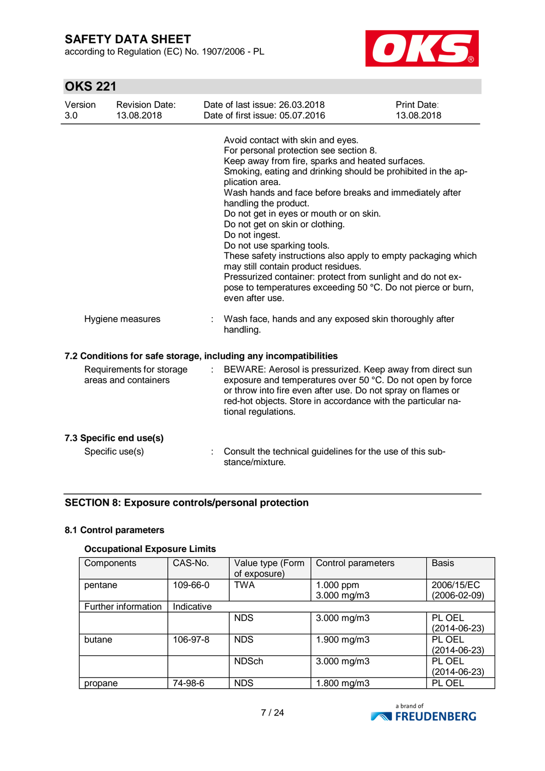Avoid contact with skin and eyes.
For personal protection see section 8.
Keep away from fire, sparks and heated surfaces.
Smoking, eating and drinking should be prohibited in the application area.
Wash hands and face before breaks and immediately after handling the product.
Do not get in eyes or mouth or on skin.
Do not get on skin or clothing.
Do not ingest.
Do not use sparking tools.
These safety instructions also apply to empty packaging which may still contain product residues.
Pressurized container: protect from sunlight and do not expose to temperatures exceeding 50 °C. Do not pierce or burn, even after use.

Hygiene measures : Wash face, hands and any exposed skin thoroughly after handling.

### 7.2 Conditions for safe storage, including any incompatibilities

Requirements for storage areas and containers : BEWARE: Aerosol is pressurized. Keep away from direct sun exposure and temperatures over 50 °C. Do not open by force or throw into fire even after use. Do not spray on flames or red-hot objects. Store in accordance with the particular national regulations.

### 7.3 Specific end use(s)

Specific use(s) : Consult the technical guidelines for the use of this substance/mixture.

## SECTION 8: Exposure controls/personal protection

### 8.1 Control parameters

**Occupational Exposure Limits**

| Components | CAS-No. | Value type (Form of exposure) | Control parameters | Basis |
|---|---|---|---|---|
| pentane | 109-66-0 | TWA | 1.000 ppm<br>3.000 mg/m3 | 2006/15/EC (2006-02-09) |
| Further information | Indicative | | | |
| | | NDS | 3.000 mg/m3 | PL OEL (2014-06-23) |
| butane | 106-97-8 | NDS | 1.900 mg/m3 | PL OEL (2014-06-23) |
| | | NDSch | 3.000 mg/m3 | PL OEL (2014-06-23) |
| propane | 74-98-6 | NDS | 1.800 mg/m3 | PL OEL |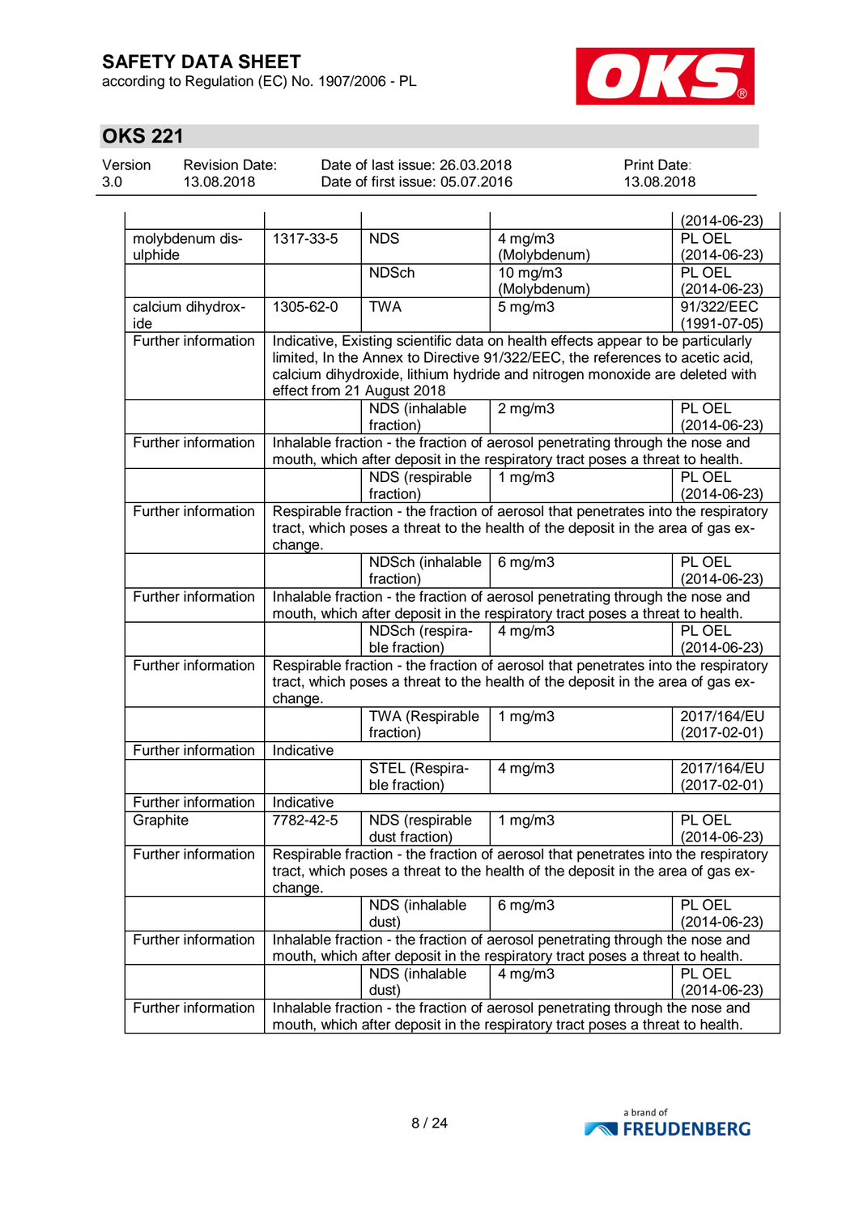| | | | | |
|---|---|---|---|---|
| | | | | (2014-06-23) |
| molybdenum disulphide | 1317-33-5 | NDS | 4 mg/m3 (Molybdenum) | PL OEL (2014-06-23) |
| | | NDSch | 10 mg/m3 (Molybdenum) | PL OEL (2014-06-23) |
| calcium dihydroxide | 1305-62-0 | TWA | 5 mg/m3 | 91/322/EEC (1991-07-05) |
| Further information | Indicative, Existing scientific data on health effects appear to be particularly limited, In the Annex to Directive 91/322/EEC, the references to acetic acid, calcium dihydroxide, lithium hydride and nitrogen monoxide are deleted with effect from 21 August 2018 | | | |
| | | NDS (inhalable fraction) | 2 mg/m3 | PL OEL (2014-06-23) |
| Further information | Inhalable fraction - the fraction of aerosol penetrating through the nose and mouth, which after deposit in the respiratory tract poses a threat to health. | | | |
| | | NDS (respirable fraction) | 1 mg/m3 | PL OEL (2014-06-23) |
| Further information | Respirable fraction - the fraction of aerosol that penetrates into the respiratory tract, which poses a threat to the health of the deposit in the area of gas exchange. | | | |
| | | NDSch (inhalable fraction) | 6 mg/m3 | PL OEL (2014-06-23) |
| Further information | Inhalable fraction - the fraction of aerosol penetrating through the nose and mouth, which after deposit in the respiratory tract poses a threat to health. | | | |
| | | NDSch (respirable fraction) | 4 mg/m3 | PL OEL (2014-06-23) |
| Further information | Respirable fraction - the fraction of aerosol that penetrates into the respiratory tract, which poses a threat to the health of the deposit in the area of gas exchange. | | | |
| | | TWA (Respirable fraction) | 1 mg/m3 | 2017/164/EU (2017-02-01) |
| Further information | Indicative | | | |
| | | STEL (Respirable fraction) | 4 mg/m3 | 2017/164/EU (2017-02-01) |
| Further information | Indicative | | | |
| Graphite | 7782-42-5 | NDS (respirable dust fraction) | 1 mg/m3 | PL OEL (2014-06-23) |
| Further information | Respirable fraction - the fraction of aerosol that penetrates into the respiratory tract, which poses a threat to the health of the deposit in the area of gas exchange. | | | |
| | | NDS (inhalable dust) | 6 mg/m3 | PL OEL (2014-06-23) |
| Further information | Inhalable fraction - the fraction of aerosol penetrating through the nose and mouth, which after deposit in the respiratory tract poses a threat to health. | | | |
| | | NDS (inhalable dust) | 4 mg/m3 | PL OEL (2014-06-23) |
| Further information | Inhalable fraction - the fraction of aerosol penetrating through the nose and mouth, which after deposit in the respiratory tract poses a threat to health. | | | |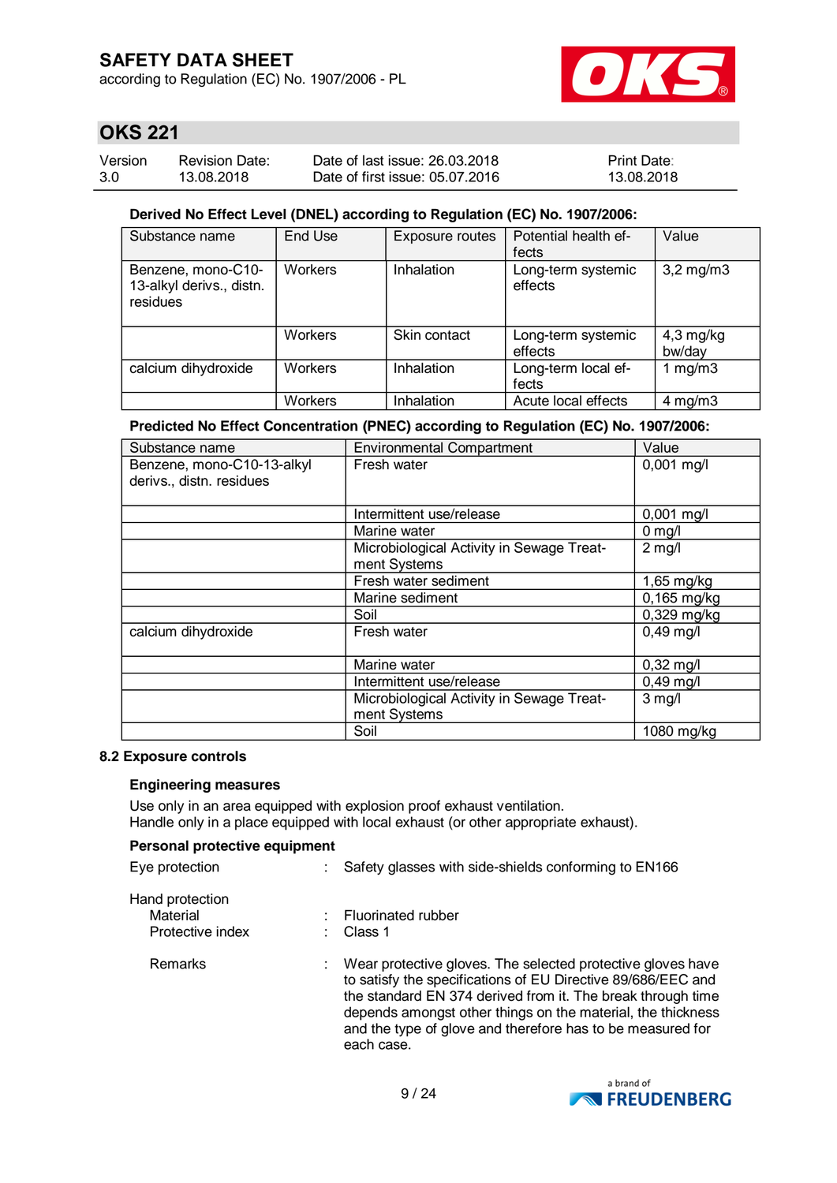**Derived No Effect Level (DNEL) according to Regulation (EC) No. 1907/2006:**

| Substance name | End Use | Exposure routes | Potential health effects | Value |
|---|---|---|---|---|
| Benzene, mono-C10-13-alkyl derivs., distn. residues | Workers | Inhalation | Long-term systemic effects | 3,2 mg/m3 |
| | Workers | Skin contact | Long-term systemic effects | 4,3 mg/kg bw/day |
| calcium dihydroxide | Workers | Inhalation | Long-term local effects | 1 mg/m3 |
| | Workers | Inhalation | Acute local effects | 4 mg/m3 |

**Predicted No Effect Concentration (PNEC) according to Regulation (EC) No. 1907/2006:**

| Substance name | Environmental Compartment | Value |
|---|---|---|
| Benzene, mono-C10-13-alkyl derivs., distn. residues | Fresh water | 0,001 mg/l |
| | Intermittent use/release | 0,001 mg/l |
| | Marine water | 0 mg/l |
| | Microbiological Activity in Sewage Treatment Systems | 2 mg/l |
| | Fresh water sediment | 1,65 mg/kg |
| | Marine sediment | 0,165 mg/kg |
| | Soil | 0,329 mg/kg |
| calcium dihydroxide | Fresh water | 0,49 mg/l |
| | Marine water | 0,32 mg/l |
| | Intermittent use/release | 0,49 mg/l |
| | Microbiological Activity in Sewage Treatment Systems | 3 mg/l |
| | Soil | 1080 mg/kg |

## 8.2 Exposure controls

**Engineering measures**

Use only in an area equipped with explosion proof exhaust ventilation.
Handle only in a place equipped with local exhaust (or other appropriate exhaust).

**Personal protective equipment**

Eye protection : Safety glasses with side-shields conforming to EN166

Hand protection
- Material : Fluorinated rubber
- Protective index : Class 1
- Remarks : Wear protective gloves. The selected protective gloves have to satisfy the specifications of EU Directive 89/686/EEC and the standard EN 374 derived from it. The break through time depends amongst other things on the material, the thickness and the type of glove and therefore has to be measured for each case.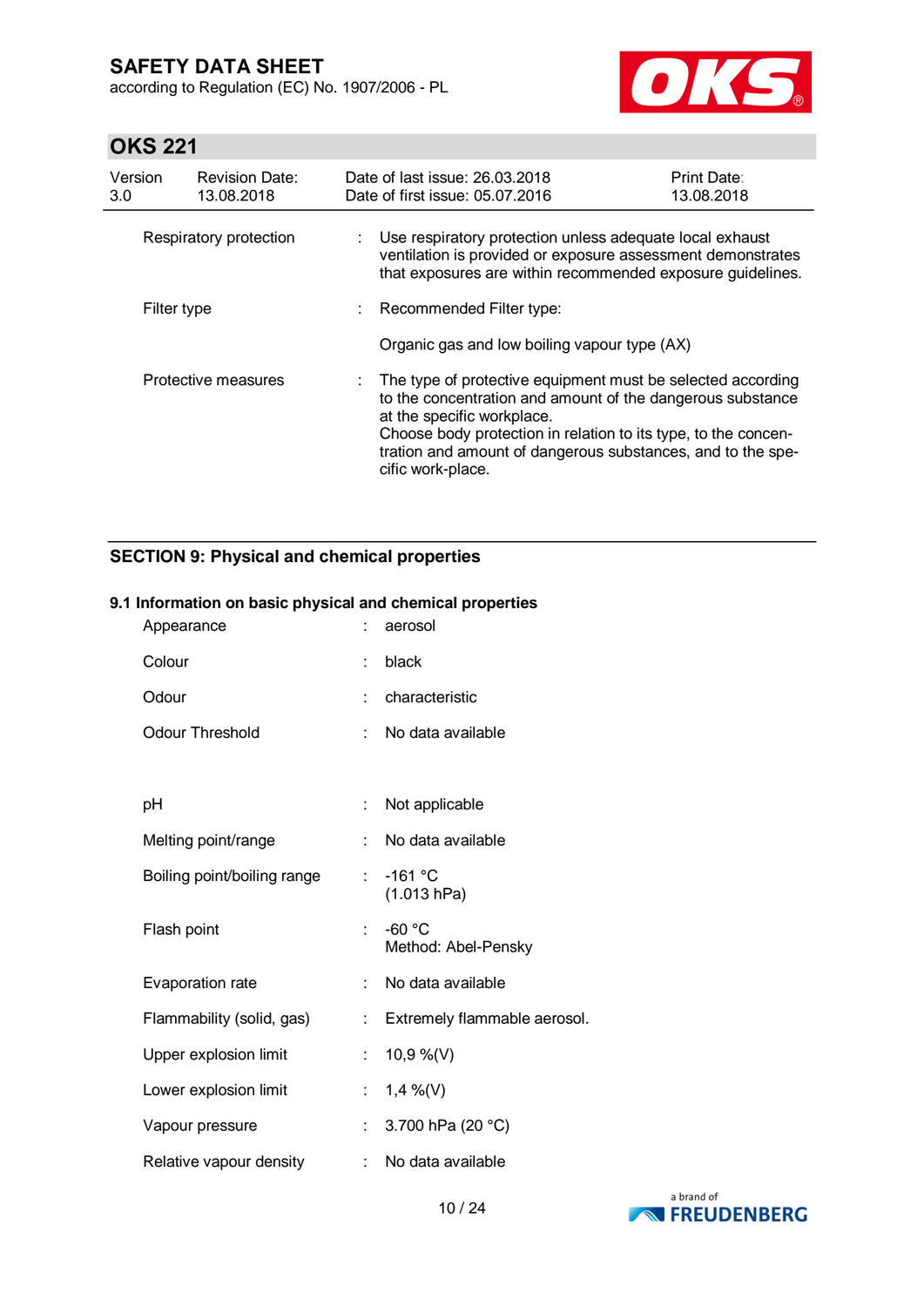| | | |
|---|---|---|
| Respiratory protection | : | Use respiratory protection unless adequate local exhaust ventilation is provided or exposure assessment demonstrates that exposures are within recommended exposure guidelines. |
| Filter type | : | Recommended Filter type:<br><br>Organic gas and low boiling vapour type (AX) |
| Protective measures | : | The type of protective equipment must be selected according to the concentration and amount of the dangerous substance at the specific workplace.<br>Choose body protection in relation to its type, to the concentration and amount of dangerous substances, and to the specific work-place. |

## SECTION 9: Physical and chemical properties

### 9.1 Information on basic physical and chemical properties

| | | |
|---|---|---|
| Appearance | : | aerosol |
| Colour | : | black |
| Odour | : | characteristic |
| Odour Threshold | : | No data available |
| pH | : | Not applicable |
| Melting point/range | : | No data available |
| Boiling point/boiling range | : | -161 °C<br>(1.013 hPa) |
| Flash point | : | -60 °C<br>Method: Abel-Pensky |
| Evaporation rate | : | No data available |
| Flammability (solid, gas) | : | Extremely flammable aerosol. |
| Upper explosion limit | : | 10,9 %(V) |
| Lower explosion limit | : | 1,4 %(V) |
| Vapour pressure | : | 3.700 hPa (20 °C) |
| Relative vapour density | : | No data available |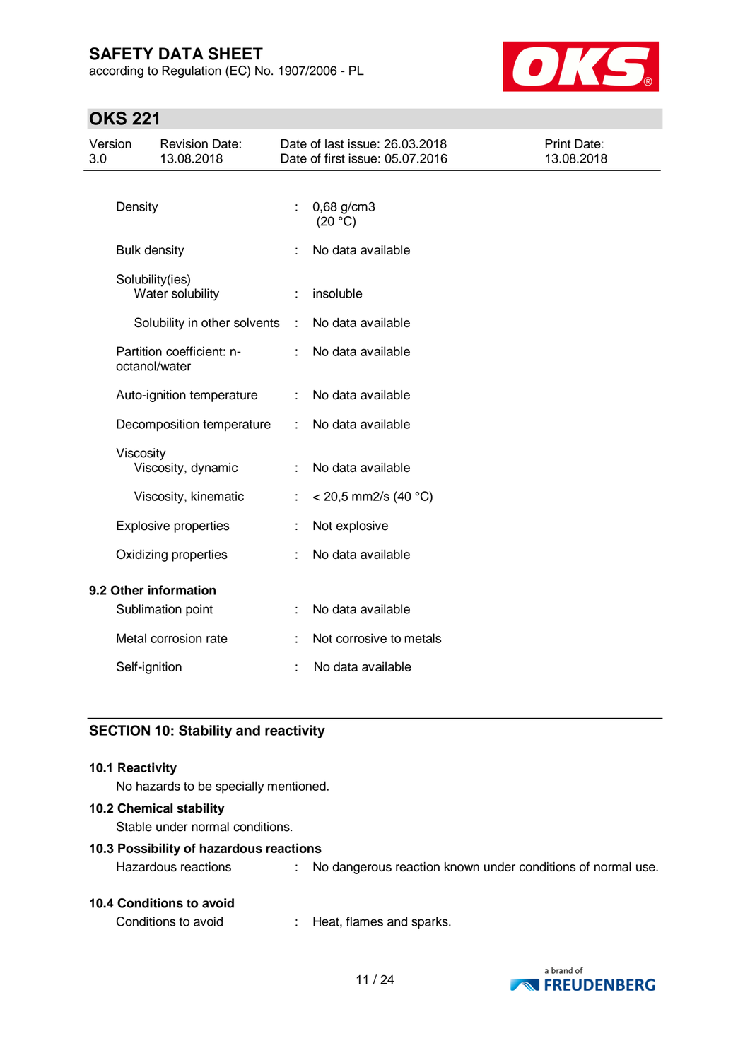| | | |
|---|---|---|
| Density | : | 0,68 g/cm3 (20 °C) |
| Bulk density | : | No data available |
| Solubility(ies) | | |
| Water solubility | : | insoluble |
| Solubility in other solvents | : | No data available |
| Partition coefficient: n-octanol/water | : | No data available |
| Auto-ignition temperature | : | No data available |
| Decomposition temperature | : | No data available |
| Viscosity | | |
| Viscosity, dynamic | : | No data available |
| Viscosity, kinematic | : | < 20,5 mm2/s (40 °C) |
| Explosive properties | : | Not explosive |
| Oxidizing properties | : | No data available |

### 9.2 Other information

| | | |
|---|---|---|
| Sublimation point | : | No data available |
| Metal corrosion rate | : | Not corrosive to metals |
| Self-ignition | : | No data available |

## SECTION 10: Stability and reactivity

### 10.1 Reactivity

No hazards to be specially mentioned.

### 10.2 Chemical stability

Stable under normal conditions.

### 10.3 Possibility of hazardous reactions

Hazardous reactions : No dangerous reaction known under conditions of normal use.

### 10.4 Conditions to avoid

Conditions to avoid : Heat, flames and sparks.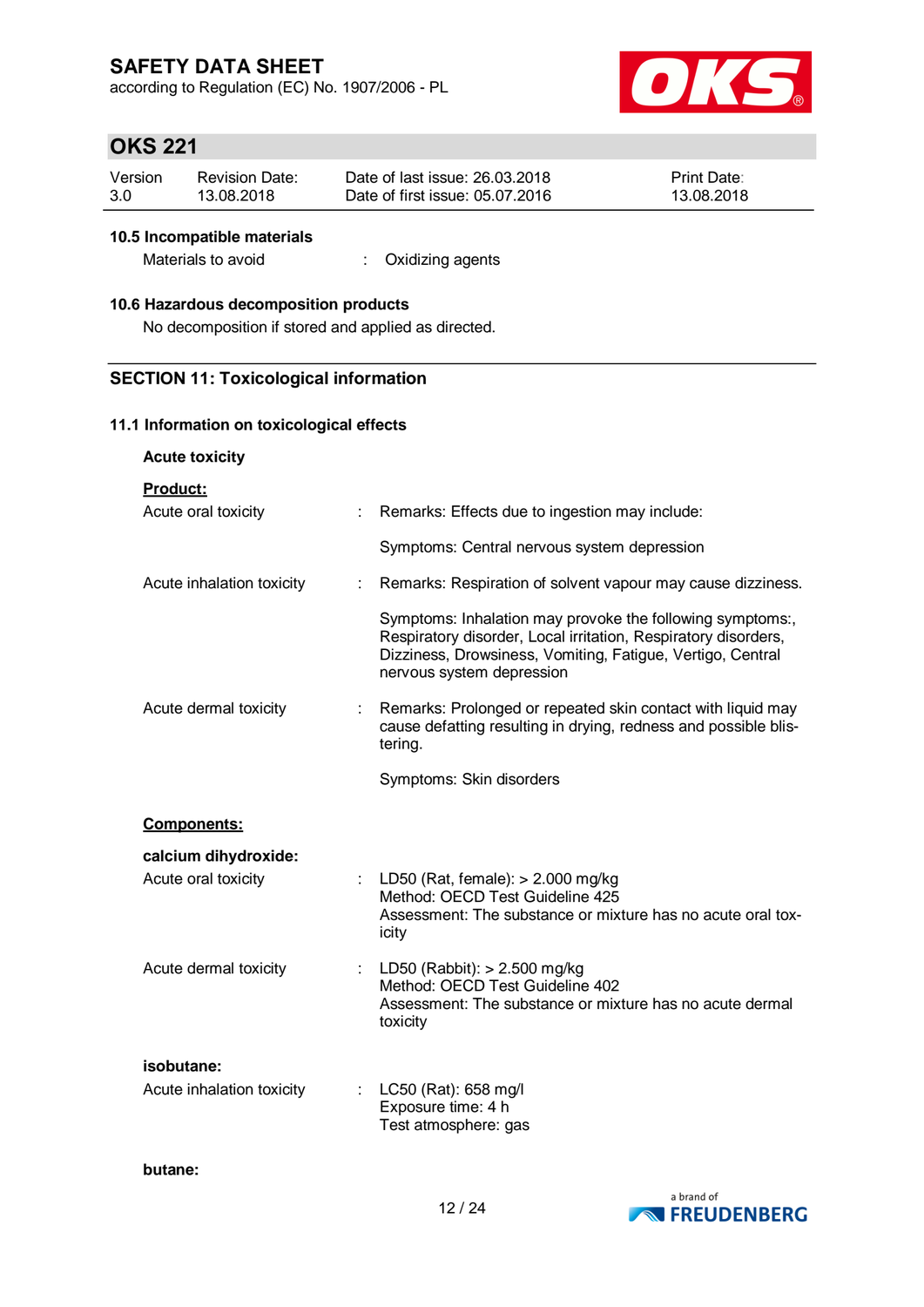### 10.5 Incompatible materials

Materials to avoid : Oxidizing agents

### 10.6 Hazardous decomposition products

No decomposition if stored and applied as directed.

## SECTION 11: Toxicological information

### 11.1 Information on toxicological effects

**Acute toxicity**

**Product:**

Acute oral toxicity : Remarks: Effects due to ingestion may include:

Symptoms: Central nervous system depression

Acute inhalation toxicity : Remarks: Respiration of solvent vapour may cause dizziness.

Symptoms: Inhalation may provoke the following symptoms:, Respiratory disorder, Local irritation, Respiratory disorders, Dizziness, Drowsiness, Vomiting, Fatigue, Vertigo, Central nervous system depression

Acute dermal toxicity : Remarks: Prolonged or repeated skin contact with liquid may cause defatting resulting in drying, redness and possible blistering.

Symptoms: Skin disorders

**Components:**

**calcium dihydroxide:**

Acute oral toxicity : LD50 (Rat, female): > 2.000 mg/kg
Method: OECD Test Guideline 425
Assessment: The substance or mixture has no acute oral toxicity

Acute dermal toxicity : LD50 (Rabbit): > 2.500 mg/kg
Method: OECD Test Guideline 402
Assessment: The substance or mixture has no acute dermal toxicity

**isobutane:**

Acute inhalation toxicity : LC50 (Rat): 658 mg/l
Exposure time: 4 h
Test atmosphere: gas

**butane:**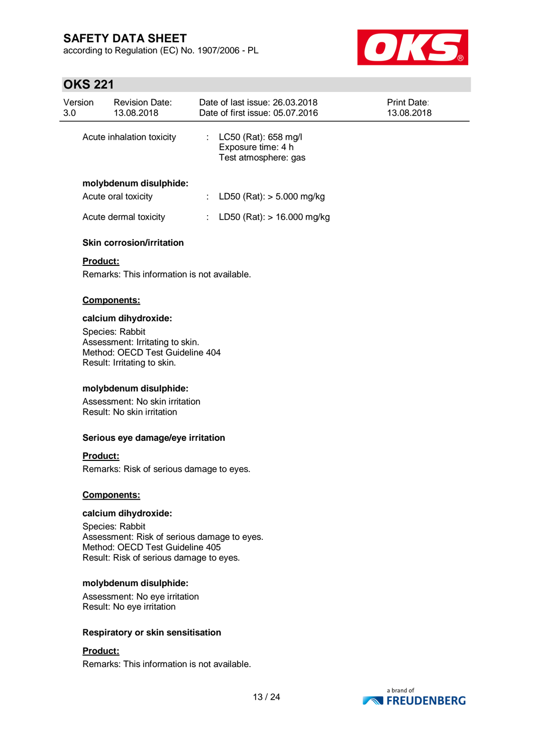Acute inhalation toxicity : LC50 (Rat): 658 mg/l
Exposure time: 4 h
Test atmosphere: gas

**molybdenum disulphide:**

Acute oral toxicity : LD50 (Rat): > 5.000 mg/kg

Acute dermal toxicity : LD50 (Rat): > 16.000 mg/kg

**Skin corrosion/irritation**

**Product:**

Remarks: This information is not available.

**Components:**

**calcium dihydroxide:**

Species: Rabbit
Assessment: Irritating to skin.
Method: OECD Test Guideline 404
Result: Irritating to skin.

**molybdenum disulphide:**

Assessment: No skin irritation
Result: No skin irritation

**Serious eye damage/eye irritation**

**Product:**

Remarks: Risk of serious damage to eyes.

**Components:**

**calcium dihydroxide:**

Species: Rabbit
Assessment: Risk of serious damage to eyes.
Method: OECD Test Guideline 405
Result: Risk of serious damage to eyes.

**molybdenum disulphide:**

Assessment: No eye irritation
Result: No eye irritation

**Respiratory or skin sensitisation**

**Product:**

Remarks: This information is not available.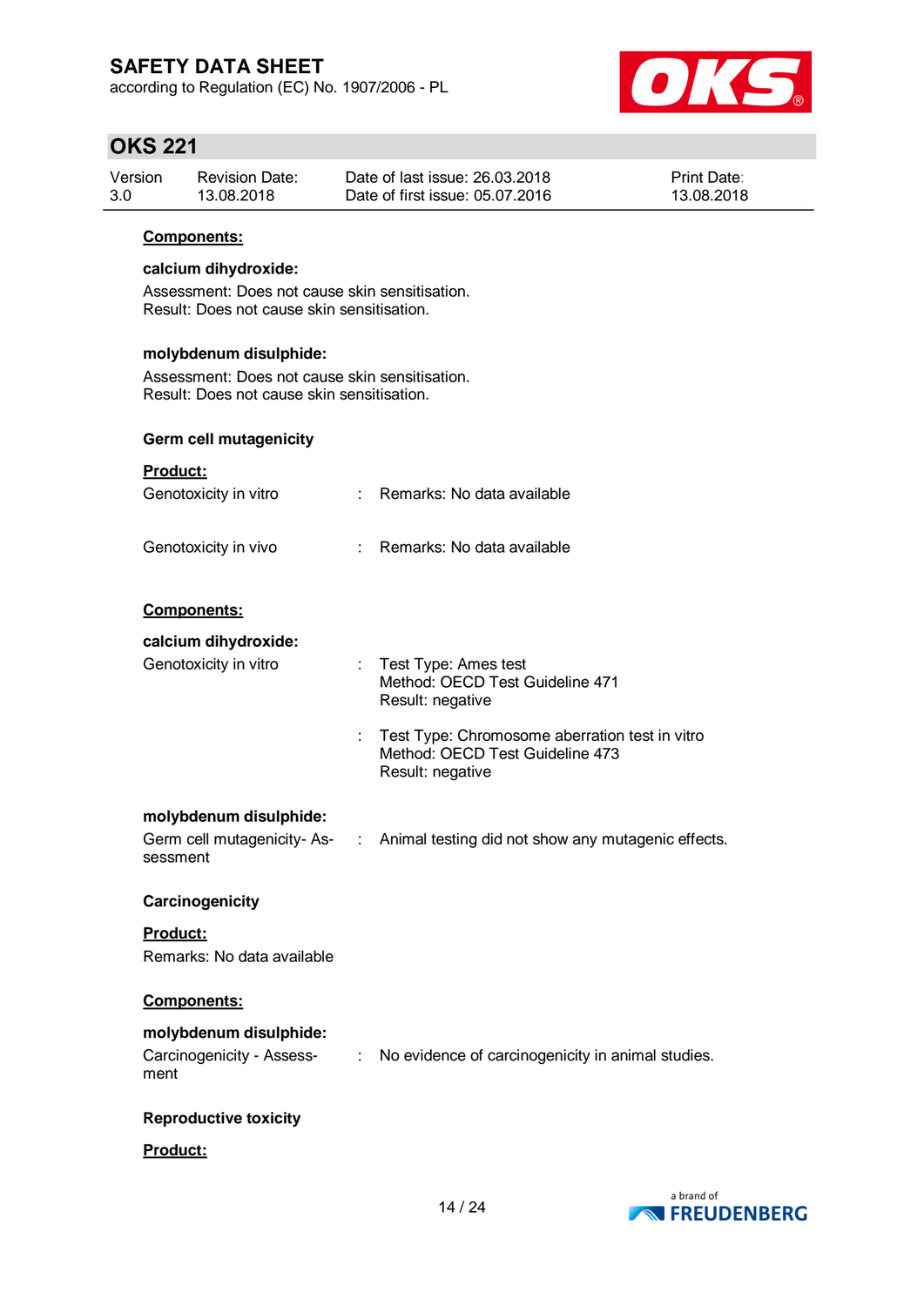**Components:**

**calcium dihydroxide:**

Assessment: Does not cause skin sensitisation.
Result: Does not cause skin sensitisation.

**molybdenum disulphide:**

Assessment: Does not cause skin sensitisation.
Result: Does not cause skin sensitisation.

**Germ cell mutagenicity**

**Product:**

| | | |
|---|---|---|
| Genotoxicity in vitro | : | Remarks: No data available |
| Genotoxicity in vivo | : | Remarks: No data available |

**Components:**

**calcium dihydroxide:**

| | | |
|---|---|---|
| Genotoxicity in vitro | : | Test Type: Ames test<br>Method: OECD Test Guideline 471<br>Result: negative |
| | : | Test Type: Chromosome aberration test in vitro<br>Method: OECD Test Guideline 473<br>Result: negative |

**molybdenum disulphide:**

| | | |
|---|---|---|
| Germ cell mutagenicity- Assessment | : | Animal testing did not show any mutagenic effects. |

**Carcinogenicity**

**Product:**

Remarks: No data available

**Components:**

**molybdenum disulphide:**

| | | |
|---|---|---|
| Carcinogenicity - Assessment | : | No evidence of carcinogenicity in animal studies. |

**Reproductive toxicity**

**Product:**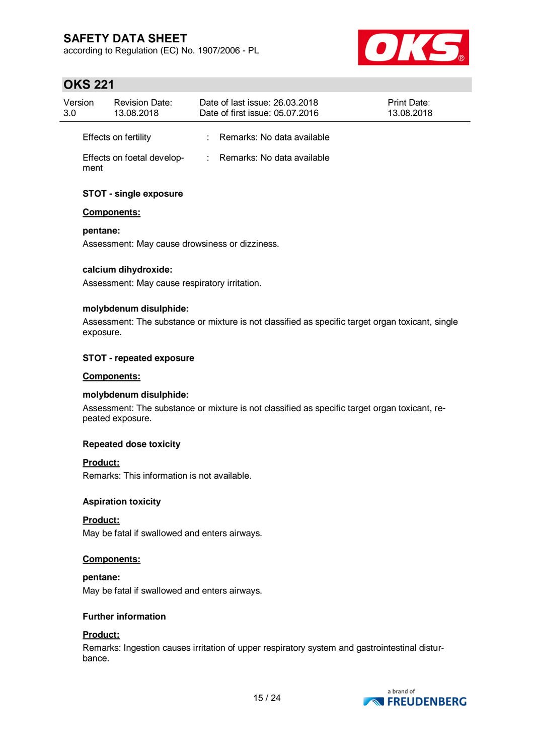Effects on fertility : Remarks: No data available

Effects on foetal development : Remarks: No data available

### STOT - single exposure

**Components:**

**pentane:**
Assessment: May cause drowsiness or dizziness.

**calcium dihydroxide:**
Assessment: May cause respiratory irritation.

**molybdenum disulphide:**
Assessment: The substance or mixture is not classified as specific target organ toxicant, single exposure.

### STOT - repeated exposure

**Components:**

**molybdenum disulphide:**
Assessment: The substance or mixture is not classified as specific target organ toxicant, repeated exposure.

### Repeated dose toxicity

**Product:**
Remarks: This information is not available.

### Aspiration toxicity

**Product:**
May be fatal if swallowed and enters airways.

**Components:**

**pentane:**
May be fatal if swallowed and enters airways.

### Further information

**Product:**
Remarks: Ingestion causes irritation of upper respiratory system and gastrointestinal disturbance.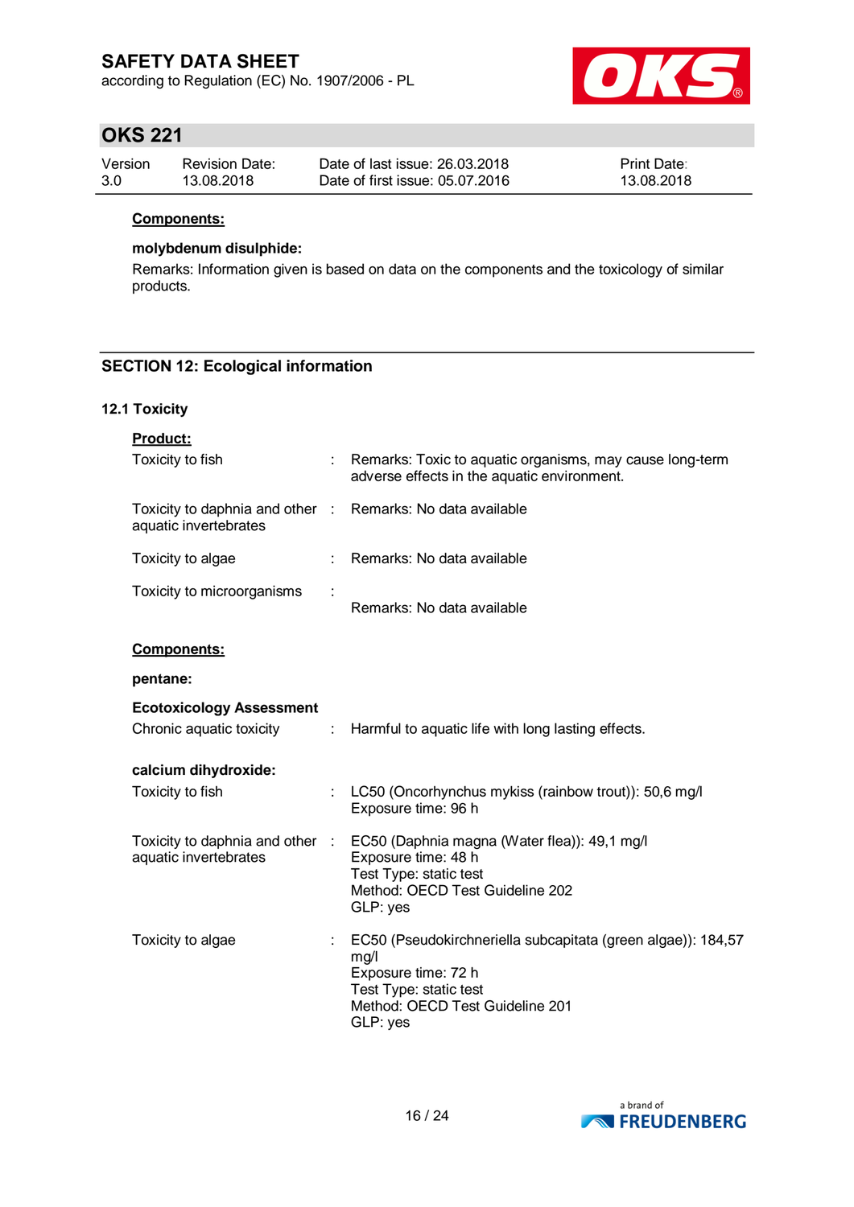**Components:**

**molybdenum disulphide:**

Remarks: Information given is based on data on the components and the toxicology of similar products.

## SECTION 12: Ecological information

### 12.1 Toxicity

**Product:**

| | | |
|---|---|---|
| Toxicity to fish | : | Remarks: Toxic to aquatic organisms, may cause long-term adverse effects in the aquatic environment. |
| Toxicity to daphnia and other aquatic invertebrates | : | Remarks: No data available |
| Toxicity to algae | : | Remarks: No data available |
| Toxicity to microorganisms | : | Remarks: No data available |

**Components:**

**pentane:**

**Ecotoxicology Assessment**

| | | |
|---|---|---|
| Chronic aquatic toxicity | : | Harmful to aquatic life with long lasting effects. |

**calcium dihydroxide:**

| | | |
|---|---|---|
| Toxicity to fish | : | LC50 (Oncorhynchus mykiss (rainbow trout)): 50,6 mg/l<br>Exposure time: 96 h |
| Toxicity to daphnia and other aquatic invertebrates | : | EC50 (Daphnia magna (Water flea)): 49,1 mg/l<br>Exposure time: 48 h<br>Test Type: static test<br>Method: OECD Test Guideline 202<br>GLP: yes |
| Toxicity to algae | : | EC50 (Pseudokirchneriella subcapitata (green algae)): 184,57 mg/l<br>Exposure time: 72 h<br>Test Type: static test<br>Method: OECD Test Guideline 201<br>GLP: yes |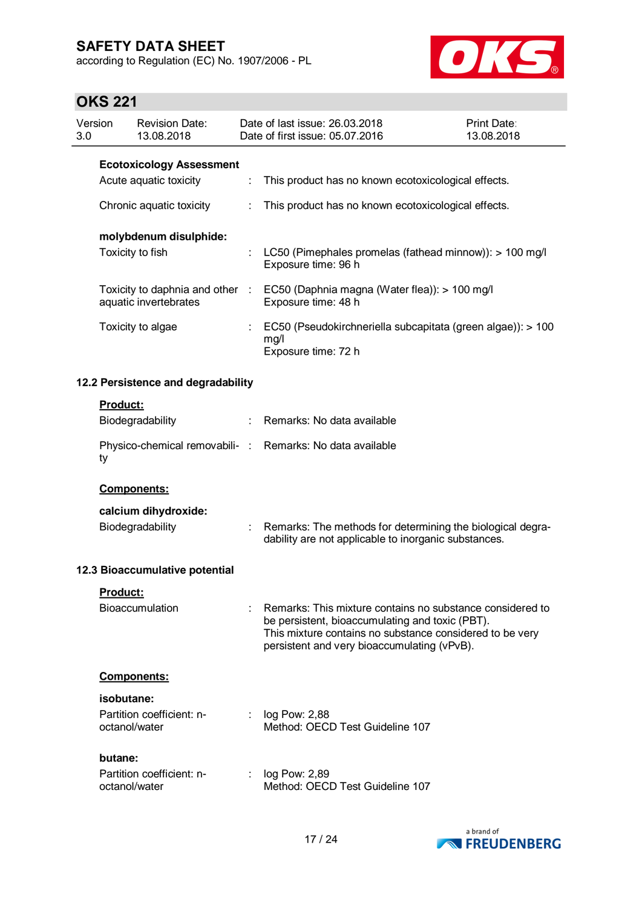**Ecotoxicology Assessment**

| | | |
|---|---|---|
| Acute aquatic toxicity | : | This product has no known ecotoxicological effects. |
| Chronic aquatic toxicity | : | This product has no known ecotoxicological effects. |

**molybdenum disulphide:**

| | | |
|---|---|---|
| Toxicity to fish | : | LC50 (Pimephales promelas (fathead minnow)): > 100 mg/l<br>Exposure time: 96 h |
| Toxicity to daphnia and other aquatic invertebrates | : | EC50 (Daphnia magna (Water flea)): > 100 mg/l<br>Exposure time: 48 h |
| Toxicity to algae | : | EC50 (Pseudokirchneriella subcapitata (green algae)): > 100 mg/l<br>Exposure time: 72 h |

### 12.2 Persistence and degradability

**Product:**

| | | |
|---|---|---|
| Biodegradability | : | Remarks: No data available |
| Physico-chemical removability | : | Remarks: No data available |

**Components:**

**calcium dihydroxide:**

| | | |
|---|---|---|
| Biodegradability | : | Remarks: The methods for determining the biological degradability are not applicable to inorganic substances. |

### 12.3 Bioaccumulative potential

**Product:**

| | | |
|---|---|---|
| Bioaccumulation | : | Remarks: This mixture contains no substance considered to be persistent, bioaccumulating and toxic (PBT).<br>This mixture contains no substance considered to be very persistent and very bioaccumulating (vPvB). |

**Components:**

**isobutane:**

| | | |
|---|---|---|
| Partition coefficient: n-octanol/water | : | log Pow: 2,88<br>Method: OECD Test Guideline 107 |

**butane:**

| | | |
|---|---|---|
| Partition coefficient: n-octanol/water | : | log Pow: 2,89<br>Method: OECD Test Guideline 107 |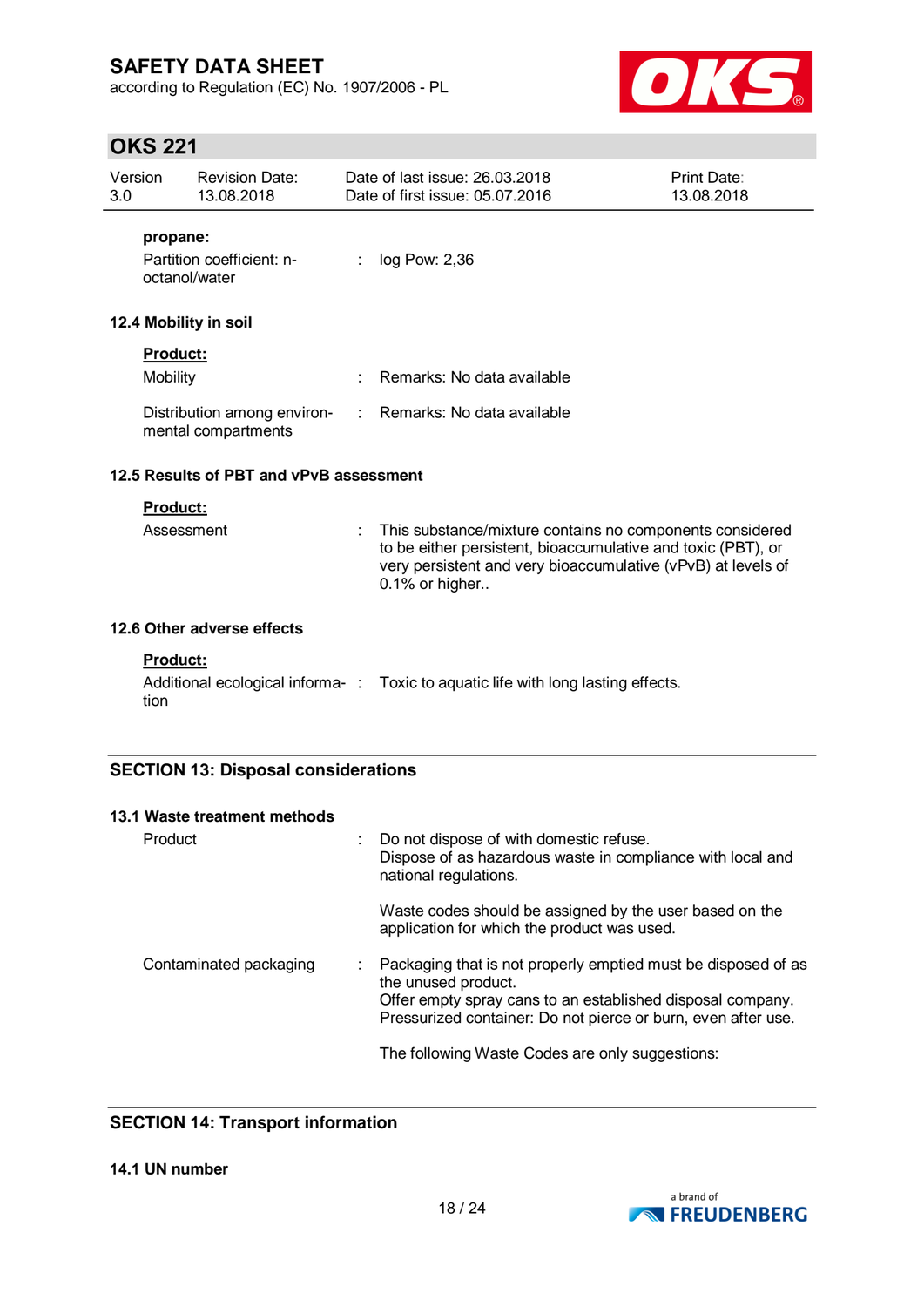**propane:**

Partition coefficient: n-octanol/water : log Pow: 2,36

### 12.4 Mobility in soil

**Product:**

Mobility : Remarks: No data available

Distribution among environmental compartments : Remarks: No data available

### 12.5 Results of PBT and vPvB assessment

**Product:**

Assessment : This substance/mixture contains no components considered to be either persistent, bioaccumulative and toxic (PBT), or very persistent and very bioaccumulative (vPvB) at levels of 0.1% or higher..

### 12.6 Other adverse effects

**Product:**

Additional ecological information : Toxic to aquatic life with long lasting effects.

## SECTION 13: Disposal considerations

### 13.1 Waste treatment methods

Product : Do not dispose of with domestic refuse.
Dispose of as hazardous waste in compliance with local and national regulations.

Waste codes should be assigned by the user based on the application for which the product was used.

Contaminated packaging : Packaging that is not properly emptied must be disposed of as the unused product.
Offer empty spray cans to an established disposal company.
Pressurized container: Do not pierce or burn, even after use.

The following Waste Codes are only suggestions:

## SECTION 14: Transport information

### 14.1 UN number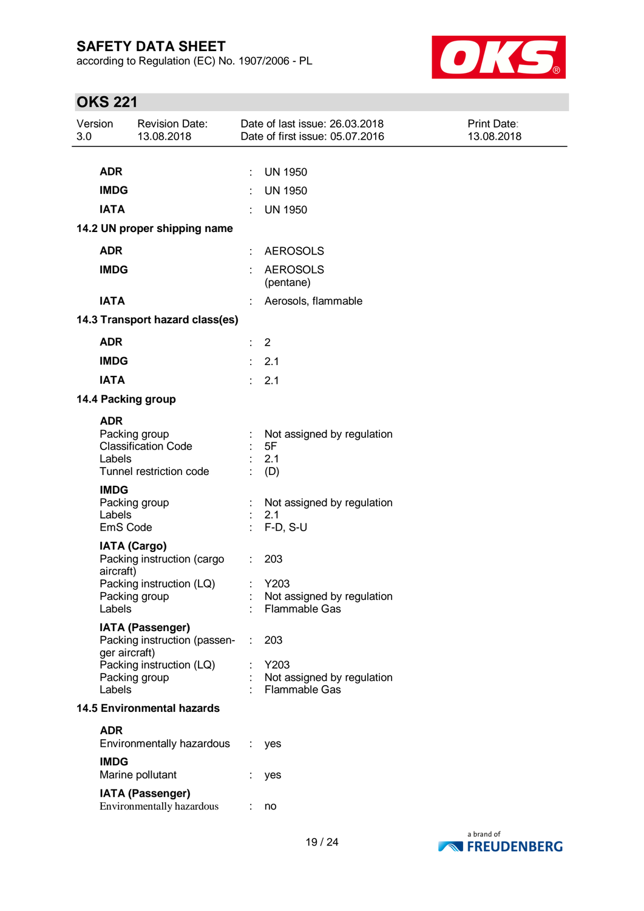| | | |
|---|---|---|
| **ADR** | : | UN 1950 |
| **IMDG** | : | UN 1950 |
| **IATA** | : | UN 1950 |

### 14.2 UN proper shipping name

| | | |
|---|---|---|
| **ADR** | : | AEROSOLS |
| **IMDG** | : | AEROSOLS (pentane) |
| **IATA** | : | Aerosols, flammable |

### 14.3 Transport hazard class(es)

| | | |
|---|---|---|
| **ADR** | : | 2 |
| **IMDG** | : | 2.1 |
| **IATA** | : | 2.1 |

### 14.4 Packing group

**ADR**

| | | |
|---|---|---|
| Packing group | : | Not assigned by regulation |
| Classification Code | : | 5F |
| Labels | : | 2.1 |
| Tunnel restriction code | : | (D) |

**IMDG**

| | | |
|---|---|---|
| Packing group | : | Not assigned by regulation |
| Labels | : | 2.1 |
| EmS Code | : | F-D, S-U |

**IATA (Cargo)**

| | | |
|---|---|---|
| Packing instruction (cargo aircraft) | : | 203 |
| Packing instruction (LQ) | : | Y203 |
| Packing group | : | Not assigned by regulation |
| Labels | : | Flammable Gas |

**IATA (Passenger)**

| | | |
|---|---|---|
| Packing instruction (passenger aircraft) | : | 203 |
| Packing instruction (LQ) | : | Y203 |
| Packing group | : | Not assigned by regulation |
| Labels | : | Flammable Gas |

### 14.5 Environmental hazards

**ADR**

| | | |
|---|---|---|
| Environmentally hazardous | : | yes |

**IMDG**

| | | |
|---|---|---|
| Marine pollutant | : | yes |

**IATA (Passenger)**

| | | |
|---|---|---|
| Environmentally hazardous | : | no |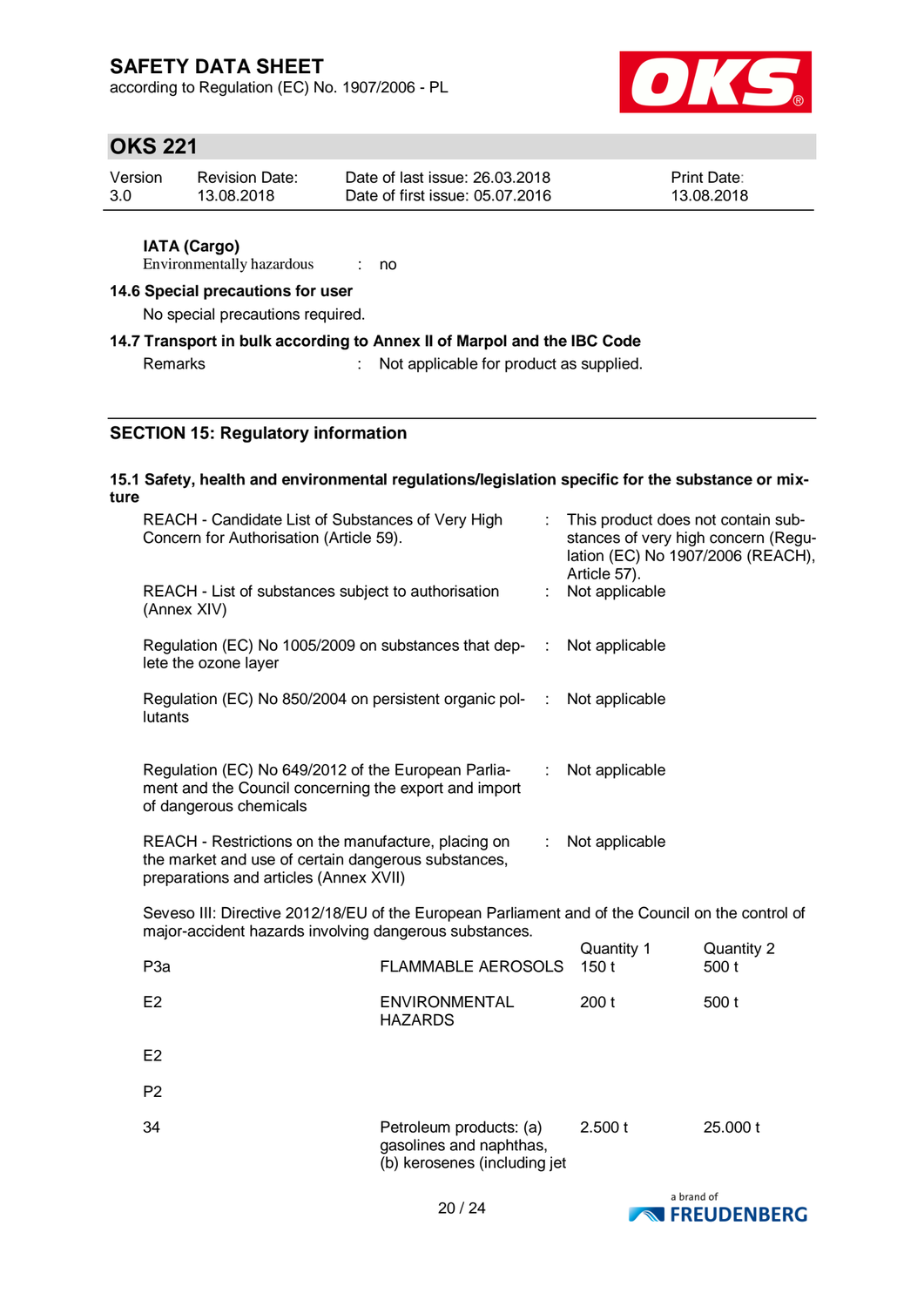**IATA (Cargo)**

Environmentally hazardous : no

**14.6 Special precautions for user**

No special precautions required.

**14.7 Transport in bulk according to Annex II of Marpol and the IBC Code**

Remarks : Not applicable for product as supplied.

## SECTION 15: Regulatory information

**15.1 Safety, health and environmental regulations/legislation specific for the substance or mixture**

| | | |
|---|---|---|
| REACH - Candidate List of Substances of Very High Concern for Authorisation (Article 59). | : | This product does not contain substances of very high concern (Regulation (EC) No 1907/2006 (REACH), Article 57). |
| REACH - List of substances subject to authorisation (Annex XIV) | : | Not applicable |
| Regulation (EC) No 1005/2009 on substances that deplete the ozone layer | : | Not applicable |
| Regulation (EC) No 850/2004 on persistent organic pollutants | : | Not applicable |
| Regulation (EC) No 649/2012 of the European Parliament and the Council concerning the export and import of dangerous chemicals | : | Not applicable |
| REACH - Restrictions on the manufacture, placing on the market and use of certain dangerous substances, preparations and articles (Annex XVII) | : | Not applicable |

Seveso III: Directive 2012/18/EU of the European Parliament and of the Council on the control of major-accident hazards involving dangerous substances.

| | | Quantity 1 | Quantity 2 |
|---|---|---|---|
| P3a | FLAMMABLE AEROSOLS | 150 t | 500 t |
| E2 | ENVIRONMENTAL HAZARDS | 200 t | 500 t |
| E2 | | | |
| P2 | | | |
| 34 | Petroleum products: (a) gasolines and naphthas, (b) kerosenes (including jet | 2.500 t | 25.000 t |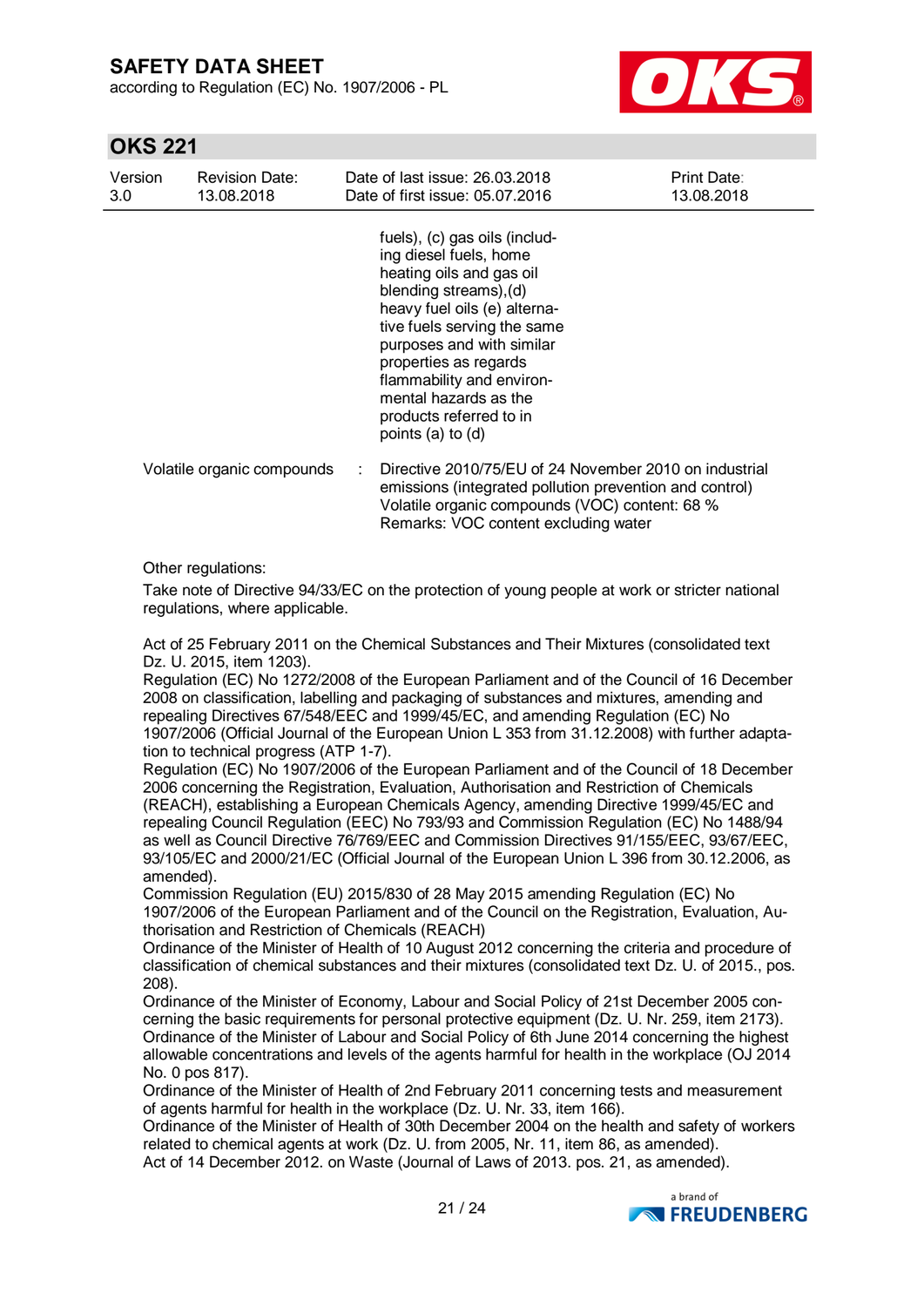fuels), (c) gas oils (including diesel fuels, home heating oils and gas oil blending streams),(d) heavy fuel oils (e) alternative fuels serving the same purposes and with similar properties as regards flammability and environmental hazards as the products referred to in points (a) to (d)

Volatile organic compounds : Directive 2010/75/EU of 24 November 2010 on industrial emissions (integrated pollution prevention and control)
Volatile organic compounds (VOC) content: 68 %
Remarks: VOC content excluding water

Other regulations:

Take note of Directive 94/33/EC on the protection of young people at work or stricter national regulations, where applicable.

Act of 25 February 2011 on the Chemical Substances and Their Mixtures (consolidated text Dz. U. 2015, item 1203).
Regulation (EC) No 1272/2008 of the European Parliament and of the Council of 16 December 2008 on classification, labelling and packaging of substances and mixtures, amending and repealing Directives 67/548/EEC and 1999/45/EC, and amending Regulation (EC) No 1907/2006 (Official Journal of the European Union L 353 from 31.12.2008) with further adaptation to technical progress (ATP 1-7).
Regulation (EC) No 1907/2006 of the European Parliament and of the Council of 18 December 2006 concerning the Registration, Evaluation, Authorisation and Restriction of Chemicals (REACH), establishing a European Chemicals Agency, amending Directive 1999/45/EC and repealing Council Regulation (EEC) No 793/93 and Commission Regulation (EC) No 1488/94 as well as Council Directive 76/769/EEC and Commission Directives 91/155/EEC, 93/67/EEC, 93/105/EC and 2000/21/EC (Official Journal of the European Union L 396 from 30.12.2006, as amended).
Commission Regulation (EU) 2015/830 of 28 May 2015 amending Regulation (EC) No 1907/2006 of the European Parliament and of the Council on the Registration, Evaluation, Authorisation and Restriction of Chemicals (REACH)
Ordinance of the Minister of Health of 10 August 2012 concerning the criteria and procedure of classification of chemical substances and their mixtures (consolidated text Dz. U. of 2015., pos. 208).
Ordinance of the Minister of Economy, Labour and Social Policy of 21st December 2005 concerning the basic requirements for personal protective equipment (Dz. U. Nr. 259, item 2173).
Ordinance of the Minister of Labour and Social Policy of 6th June 2014 concerning the highest allowable concentrations and levels of the agents harmful for health in the workplace (OJ 2014 No. 0 pos 817).
Ordinance of the Minister of Health of 2nd February 2011 concerning tests and measurement of agents harmful for health in the workplace (Dz. U. Nr. 33, item 166).
Ordinance of the Minister of Health of 30th December 2004 on the health and safety of workers related to chemical agents at work (Dz. U. from 2005, Nr. 11, item 86, as amended).
Act of 14 December 2012. on Waste (Journal of Laws of 2013. pos. 21, as amended).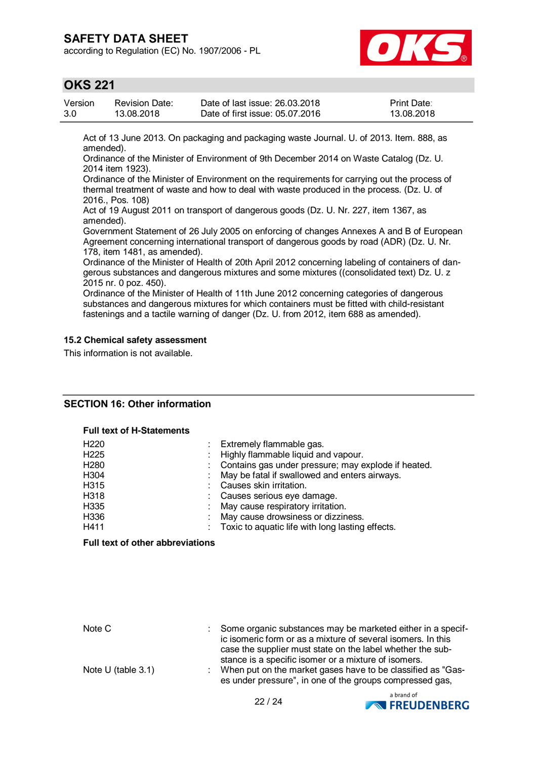Act of 13 June 2013. On packaging and packaging waste Journal. U. of 2013. Item. 888, as amended).
Ordinance of the Minister of Environment of 9th December 2014 on Waste Catalog (Dz. U. 2014 item 1923).
Ordinance of the Minister of Environment on the requirements for carrying out the process of thermal treatment of waste and how to deal with waste produced in the process. (Dz. U. of 2016., Pos. 108)
Act of 19 August 2011 on transport of dangerous goods (Dz. U. Nr. 227, item 1367, as amended).
Government Statement of 26 July 2005 on enforcing of changes Annexes A and B of European Agreement concerning international transport of dangerous goods by road (ADR) (Dz. U. Nr. 178, item 1481, as amended).
Ordinance of the Minister of Health of 20th April 2012 concerning labeling of containers of dangerous substances and dangerous mixtures and some mixtures ((consolidated text) Dz. U. z 2015 nr. 0 poz. 450).
Ordinance of the Minister of Health of 11th June 2012 concerning categories of dangerous substances and dangerous mixtures for which containers must be fitted with child-resistant fastenings and a tactile warning of danger (Dz. U. from 2012, item 688 as amended).

### 15.2 Chemical safety assessment

This information is not available.

## SECTION 16: Other information

**Full text of H-Statements**

| | | |
|---|---|---|
| H220 | : | Extremely flammable gas. |
| H225 | : | Highly flammable liquid and vapour. |
| H280 | : | Contains gas under pressure; may explode if heated. |
| H304 | : | May be fatal if swallowed and enters airways. |
| H315 | : | Causes skin irritation. |
| H318 | : | Causes serious eye damage. |
| H335 | : | May cause respiratory irritation. |
| H336 | : | May cause drowsiness or dizziness. |
| H411 | : | Toxic to aquatic life with long lasting effects. |

**Full text of other abbreviations**

| | | |
|---|---|---|
| Note C | : | Some organic substances may be marketed either in a specific isomeric form or as a mixture of several isomers. In this case the supplier must state on the label whether the substance is a specific isomer or a mixture of isomers. |
| Note U (table 3.1) | : | When put on the market gases have to be classified as "Gases under pressure", in one of the groups compressed gas, |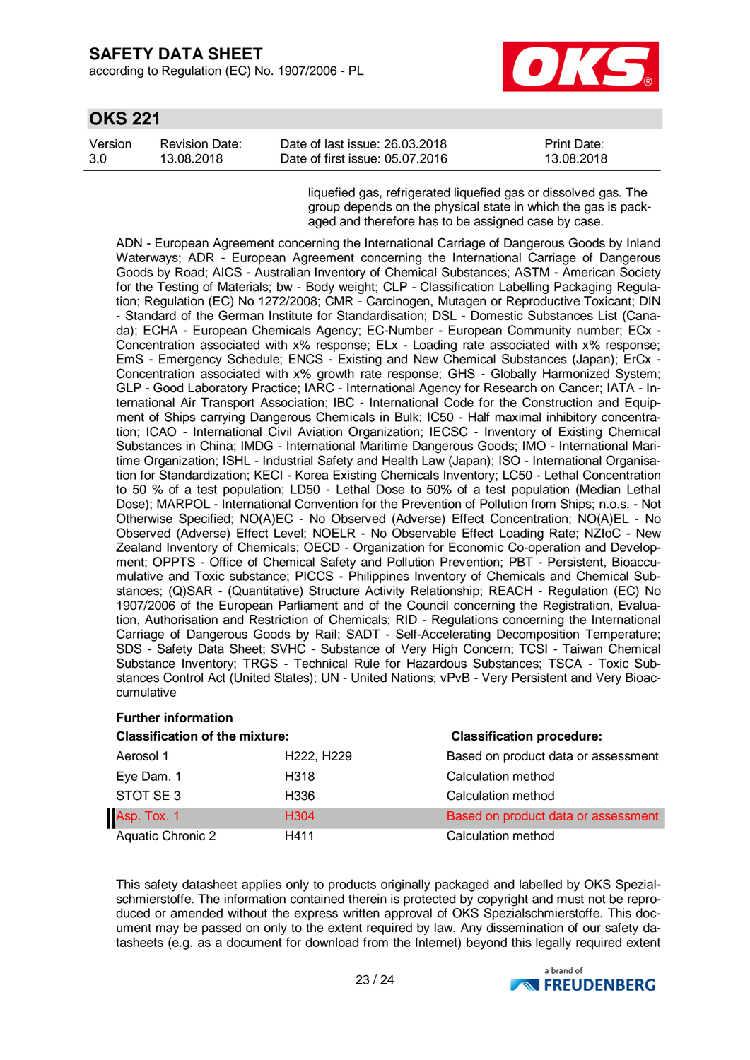liquefied gas, refrigerated liquefied gas or dissolved gas. The group depends on the physical state in which the gas is packaged and therefore has to be assigned case by case.

ADN - European Agreement concerning the International Carriage of Dangerous Goods by Inland Waterways; ADR - European Agreement concerning the International Carriage of Dangerous Goods by Road; AICS - Australian Inventory of Chemical Substances; ASTM - American Society for the Testing of Materials; bw - Body weight; CLP - Classification Labelling Packaging Regulation; Regulation (EC) No 1272/2008; CMR - Carcinogen, Mutagen or Reproductive Toxicant; DIN - Standard of the German Institute for Standardisation; DSL - Domestic Substances List (Canada); ECHA - European Chemicals Agency; EC-Number - European Community number; ECx - Concentration associated with x% response; ELx - Loading rate associated with x% response; EmS - Emergency Schedule; ENCS - Existing and New Chemical Substances (Japan); ErCx - Concentration associated with x% growth rate response; GHS - Globally Harmonized System; GLP - Good Laboratory Practice; IARC - International Agency for Research on Cancer; IATA - International Air Transport Association; IBC - International Code for the Construction and Equipment of Ships carrying Dangerous Chemicals in Bulk; IC50 - Half maximal inhibitory concentration; ICAO - International Civil Aviation Organization; IECSC - Inventory of Existing Chemical Substances in China; IMDG - International Maritime Dangerous Goods; IMO - International Maritime Organization; ISHL - Industrial Safety and Health Law (Japan); ISO - International Organisation for Standardization; KECI - Korea Existing Chemicals Inventory; LC50 - Lethal Concentration to 50 % of a test population; LD50 - Lethal Dose to 50% of a test population (Median Lethal Dose); MARPOL - International Convention for the Prevention of Pollution from Ships; n.o.s. - Not Otherwise Specified; NO(A)EC - No Observed (Adverse) Effect Concentration; NO(A)EL - No Observed (Adverse) Effect Level; NOELR - No Observable Effect Loading Rate; NZIoC - New Zealand Inventory of Chemicals; OECD - Organization for Economic Co-operation and Development; OPPTS - Office of Chemical Safety and Pollution Prevention; PBT - Persistent, Bioaccumulative and Toxic substance; PICCS - Philippines Inventory of Chemicals and Chemical Substances; (Q)SAR - (Quantitative) Structure Activity Relationship; REACH - Regulation (EC) No 1907/2006 of the European Parliament and of the Council concerning the Registration, Evaluation, Authorisation and Restriction of Chemicals; RID - Regulations concerning the International Carriage of Dangerous Goods by Rail; SADT - Self-Accelerating Decomposition Temperature; SDS - Safety Data Sheet; SVHC - Substance of Very High Concern; TCSI - Taiwan Chemical Substance Inventory; TRGS - Technical Rule for Hazardous Substances; TSCA - Toxic Substances Control Act (United States); UN - United Nations; vPvB - Very Persistent and Very Bioaccumulative

**Further information**

| **Classification of the mixture:** | | **Classification procedure:** |
|---|---|---|
| Aerosol 1 | H222, H229 | Based on product data or assessment |
| Eye Dam. 1 | H318 | Calculation method |
| STOT SE 3 | H336 | Calculation method |
| Asp. Tox. 1 | H304 | Based on product data or assessment |
| Aquatic Chronic 2 | H411 | Calculation method |

This safety datasheet applies only to products originally packaged and labelled by OKS Spezialschmierstoffe. The information contained therein is protected by copyright and must not be reproduced or amended without the express written approval of OKS Spezialschmierstoffe. This document may be passed on only to the extent required by law. Any dissemination of our safety datasheets (e.g. as a document for download from the Internet) beyond this legally required extent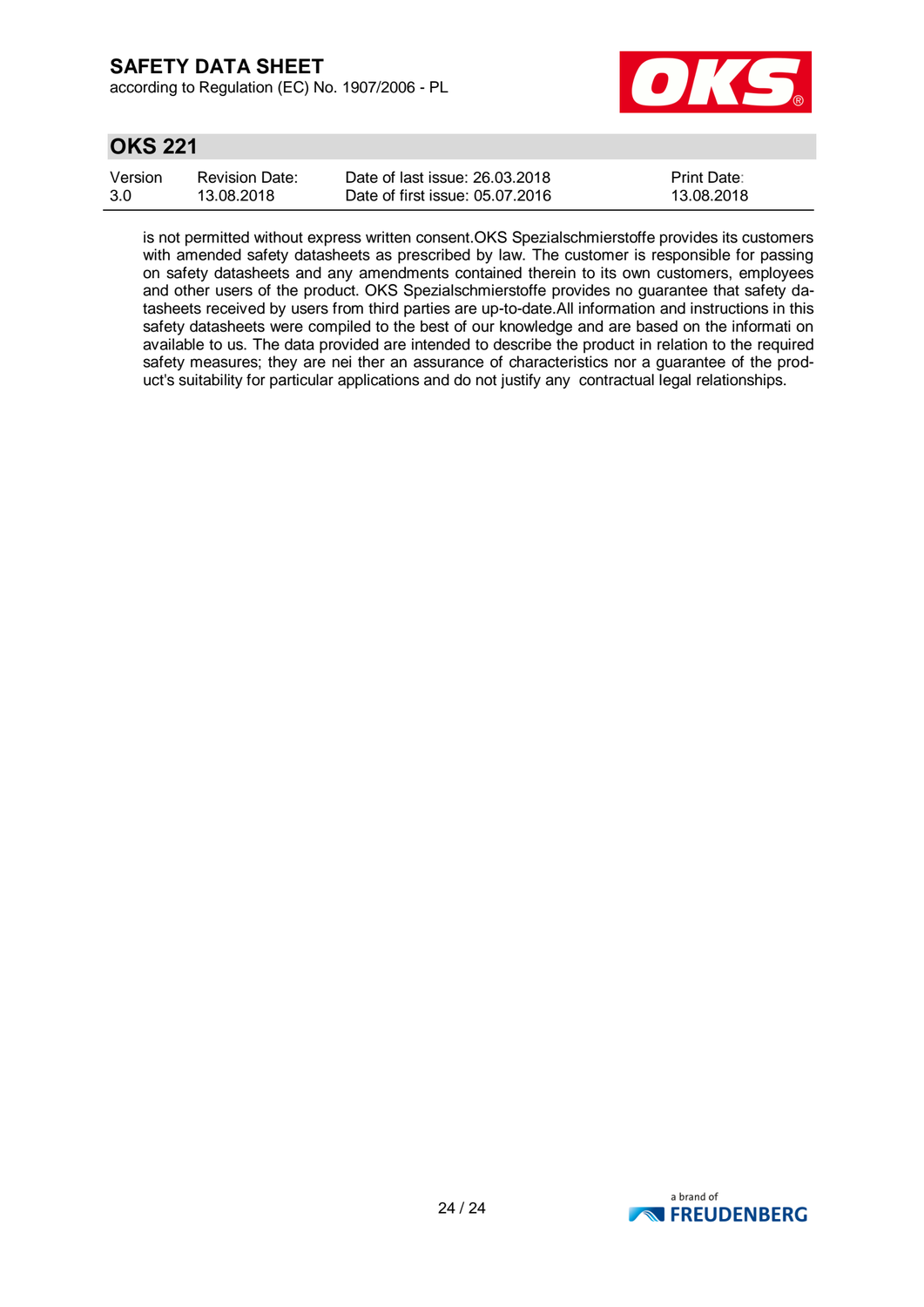is not permitted without express written consent.OKS Spezialschmierstoffe provides its customers with amended safety datasheets as prescribed by law. The customer is responsible for passing on safety datasheets and any amendments contained therein to its own customers, employees and other users of the product. OKS Spezialschmierstoffe provides no guarantee that safety datasheets received by users from third parties are up-to-date.All information and instructions in this safety datasheets were compiled to the best of our knowledge and are based on the informati on available to us. The data provided are intended to describe the product in relation to the required safety measures; they are nei ther an assurance of characteristics nor a guarantee of the product's suitability for particular applications and do not justify any contractual legal relationships.